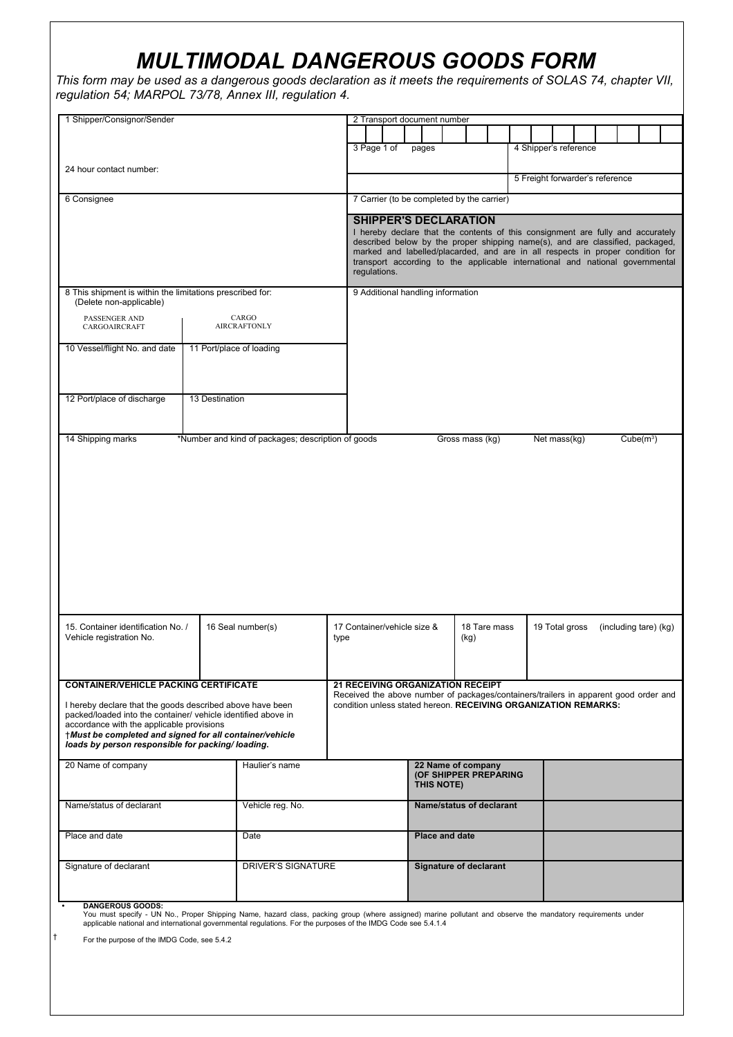# *MULTIMODAL DANGEROUS GOODS FORM*

*This form may be used as a dangerous goods declaration as it meets the requirements of SOLAS 74, chapter VII, regulation 54; MARPOL 73/78, Annex III, regulation 4.*

| | |
|---|---|
| 1 Shipper/Consignor/Sender<br><br>24 hour contact number: | 2 Transport document number<br><br>3 Page 1 of pages<br><br>4 Shipper's reference<br><br>5 Freight forwarder's reference |
| 6 Consignee | 7 Carrier (to be completed by the carrier)<br><br>**SHIPPER'S DECLARATION**<br>I hereby declare that the contents of this consignment are fully and accurately described below by the proper shipping name(s), and are classified, packaged, marked and labelled/placarded, and are in all respects in proper condition for transport according to the applicable international and national governmental regulations. |
| 8 This shipment is within the limitations prescribed for: (Delete non-applicable)<br>PASSENGER AND CARGOAIRCRAFT / CARGO AIRCRAFTONLY | 9 Additional handling information |
| 10 Vessel/flight No. and date / 11 Port/place of loading | |
| 12 Port/place of discharge / 13 Destination | |

| 14 Shipping marks | *Number and kind of packages; description of goods | Gross mass (kg) | Net mass(kg) | Cube($m^3$) |
|---|---|---|---|---|
| | | | | |

| 15. Container identification No. / Vehicle registration No. | 16 Seal number(s) | 17 Container/vehicle size & type | 18 Tare mass (kg) | 19 Total gross (including tare) (kg) |
|---|---|---|---|---|
| | | | | |

| | |
|---|---|
| **CONTAINER/VEHICLE PACKING CERTIFICATE**<br><br>I hereby declare that the goods described above have been packed/loaded into the container/ vehicle identified above in accordance with the applicable provisions<br>†***Must be completed and signed for all container/vehicle loads by person responsible for packing/ loading.*** | **21 RECEIVING ORGANIZATION RECEIPT**<br>Received the above number of packages/containers/trailers in apparent good order and condition unless stated hereon. **RECEIVING ORGANIZATION REMARKS:** |

| | | | |
|---|---|---|---|
| 20 Name of company | Haulier's name | **22 Name of company (OF SHIPPER PREPARING THIS NOTE)** | |
| Name/status of declarant | Vehicle reg. No. | **Name/status of declarant** | |
| Place and date | Date | **Place and date** | |
| Signature of declarant | DRIVER'S SIGNATURE | **Signature of declarant** | |

- **DANGEROUS GOODS:**
  You must specify - UN No., Proper Shipping Name, hazard class, packing group (where assigned) marine pollutant and observe the mandatory requirements under applicable national and international governmental regulations. For the purposes of the IMDG Code see 5.4.1.4

† For the purpose of the IMDG Code, see 5.4.2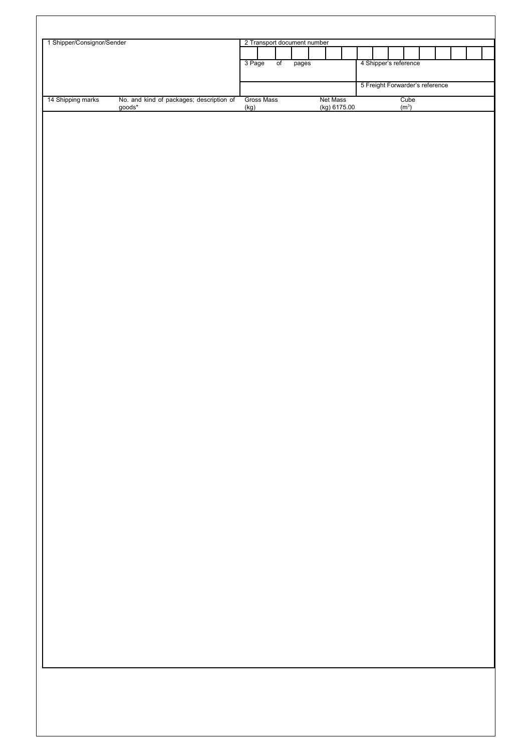| 1 Shipper/Consignor/Sender | 2 Transport document number | |
|---|---|---|
| | 3 Page of pages | 4 Shipper's reference |
| | | 5 Freight Forwarder's reference |

| 14 Shipping marks | No. and kind of packages; description of goods* | Gross Mass (kg) | Net Mass (kg) 6175.00 | Cube ($m^3$) |
|---|---|---|---|---|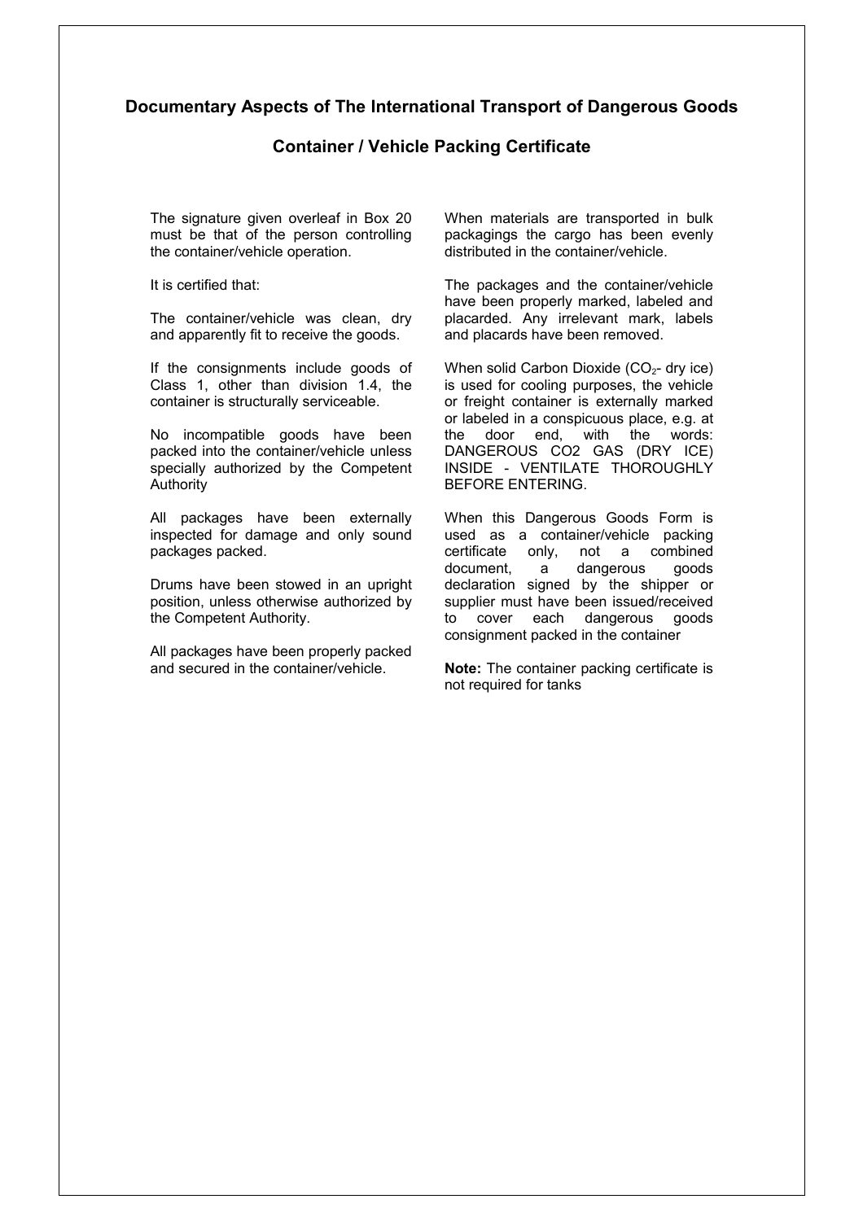## Documentary Aspects of The International Transport of Dangerous Goods

### Container / Vehicle Packing Certificate

The signature given overleaf in Box 20 must be that of the person controlling the container/vehicle operation.

It is certified that:

The container/vehicle was clean, dry and apparently fit to receive the goods.

If the consignments include goods of Class 1, other than division 1.4, the container is structurally serviceable.

No incompatible goods have been packed into the container/vehicle unless specially authorized by the Competent Authority

All packages have been externally inspected for damage and only sound packages packed.

Drums have been stowed in an upright position, unless otherwise authorized by the Competent Authority.

All packages have been properly packed and secured in the container/vehicle.

When materials are transported in bulk packagings the cargo has been evenly distributed in the container/vehicle.

The packages and the container/vehicle have been properly marked, labeled and placarded. Any irrelevant mark, labels and placards have been removed.

When solid Carbon Dioxide ($CO_2$- dry ice) is used for cooling purposes, the vehicle or freight container is externally marked or labeled in a conspicuous place, e.g. at the door end, with the words: DANGEROUS CO2 GAS (DRY ICE) INSIDE - VENTILATE THOROUGHLY BEFORE ENTERING.

When this Dangerous Goods Form is used as a container/vehicle packing certificate only, not a combined document, a dangerous goods declaration signed by the shipper or supplier must have been issued/received to cover each dangerous goods consignment packed in the container

**Note:** The container packing certificate is not required for tanks